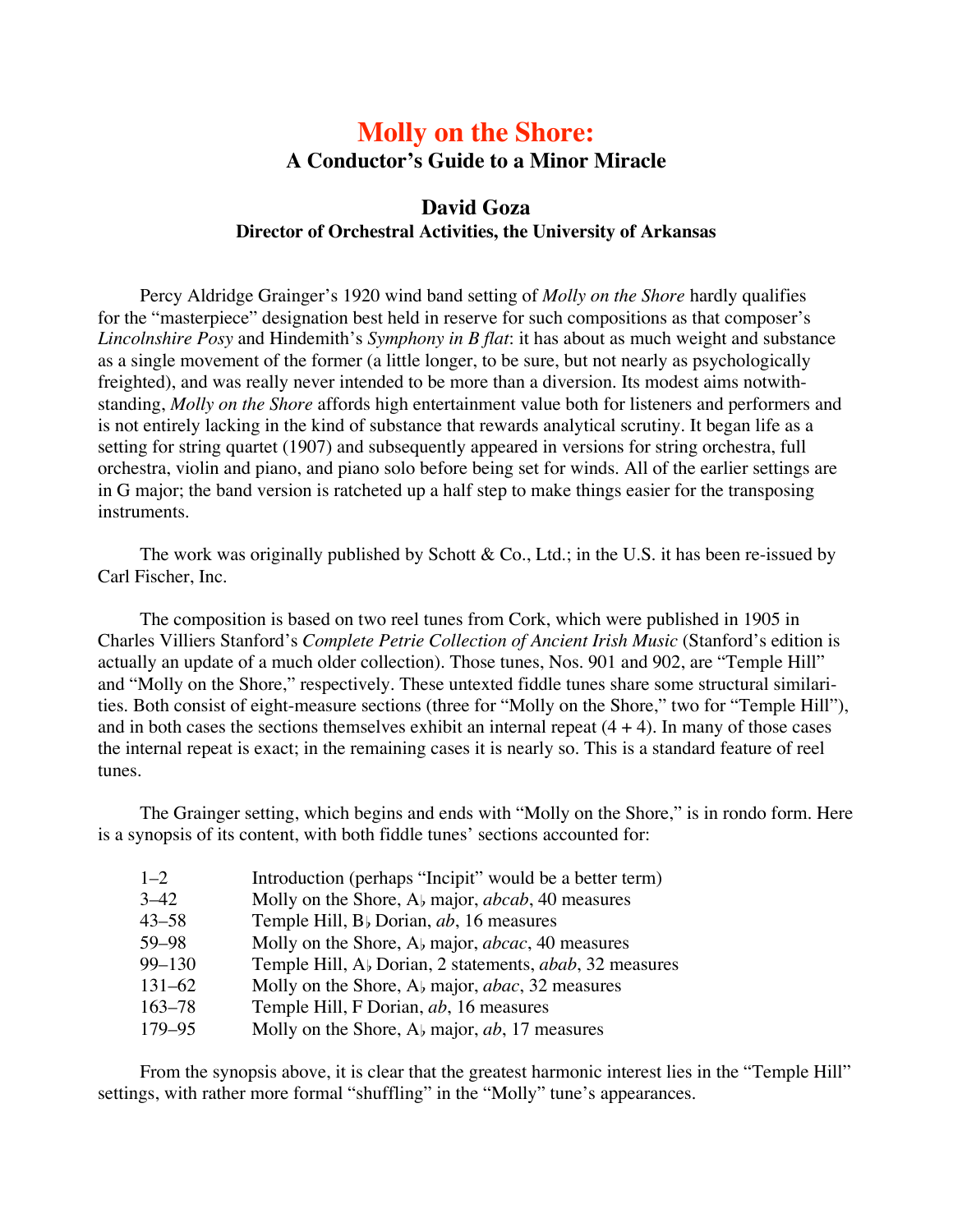# Molly on the Shore:

## A Conductor's Guide to a Minor Miracle

### David Goza

**Director of Orchestral Activities, the University of Arkansas**

Percy Aldridge Grainger's 1920 wind band setting of *Molly on the Shore* hardly qualifies for the "masterpiece" designation best held in reserve for such compositions as that composer's *Lincolnshire Posy* and Hindemith's *Symphony in B flat*: it has about as much weight and substance as a single movement of the former (a little longer, to be sure, but not nearly as psychologically freighted), and was really never intended to be more than a diversion. Its modest aims notwithstanding, *Molly on the Shore* affords high entertainment value both for listeners and performers and is not entirely lacking in the kind of substance that rewards analytical scrutiny. It began life as a setting for string quartet (1907) and subsequently appeared in versions for string orchestra, full orchestra, violin and piano, and piano solo before being set for winds. All of the earlier settings are in G major; the band version is ratcheted up a half step to make things easier for the transposing instruments.

The work was originally published by Schott & Co., Ltd.; in the U.S. it has been re-issued by Carl Fischer, Inc.

The composition is based on two reel tunes from Cork, which were published in 1905 in Charles Villiers Stanford's *Complete Petrie Collection of Ancient Irish Music* (Stanford's edition is actually an update of a much older collection). Those tunes, Nos. 901 and 902, are "Temple Hill" and "Molly on the Shore," respectively. These untexted fiddle tunes share some structural similarities. Both consist of eight-measure sections (three for "Molly on the Shore," two for "Temple Hill"), and in both cases the sections themselves exhibit an internal repeat (4 + 4). In many of those cases the internal repeat is exact; in the remaining cases it is nearly so. This is a standard feature of reel tunes.

The Grainger setting, which begins and ends with "Molly on the Shore," is in rondo form. Here is a synopsis of its content, with both fiddle tunes' sections accounted for:

| | |
|---|---|
| 1–2 | Introduction (perhaps "Incipit" would be a better term) |
| 3–42 | Molly on the Shore, A♭ major, *abcab*, 40 measures |
| 43–58 | Temple Hill, B♭ Dorian, *ab*, 16 measures |
| 59–98 | Molly on the Shore, A♭ major, *abcac*, 40 measures |
| 99–130 | Temple Hill, A♭ Dorian, 2 statements, *abab*, 32 measures |
| 131–62 | Molly on the Shore, A♭ major, *abac*, 32 measures |
| 163–78 | Temple Hill, F Dorian, *ab*, 16 measures |
| 179–95 | Molly on the Shore, A♭ major, *ab*, 17 measures |

From the synopsis above, it is clear that the greatest harmonic interest lies in the "Temple Hill" settings, with rather more formal "shuffling" in the "Molly" tune's appearances.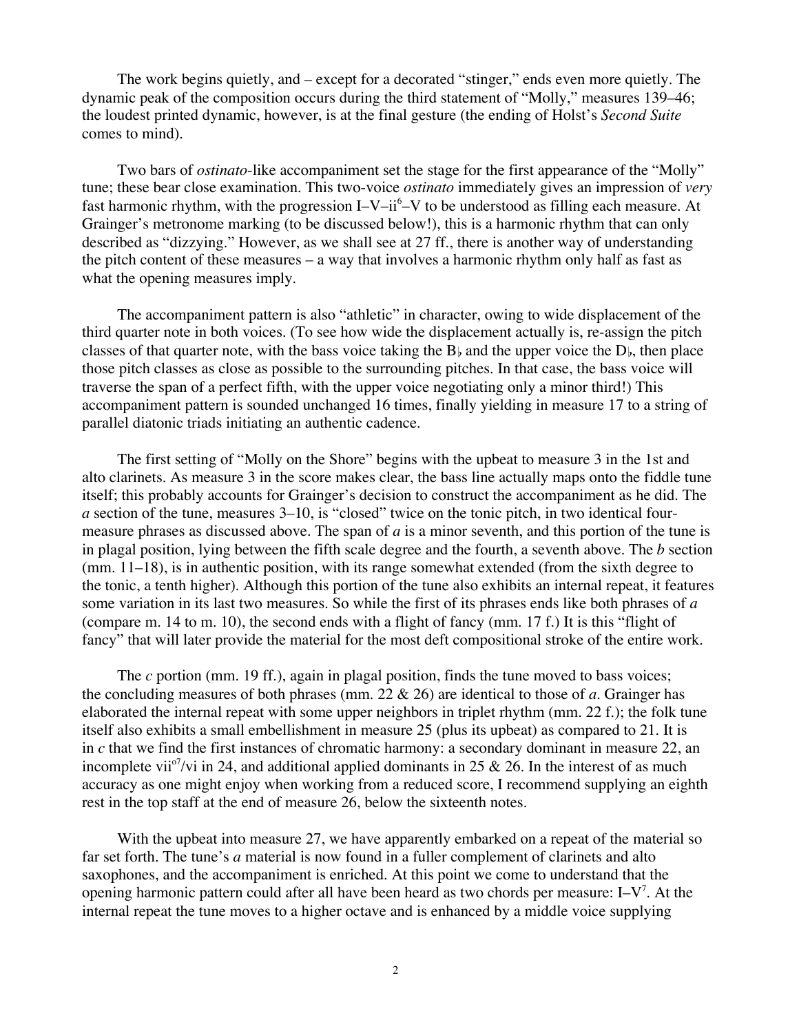The work begins quietly, and – except for a decorated "stinger," ends even more quietly. The dynamic peak of the composition occurs during the third statement of "Molly," measures 139–46; the loudest printed dynamic, however, is at the final gesture (the ending of Holst's *Second Suite* comes to mind).

Two bars of *ostinato*-like accompaniment set the stage for the first appearance of the "Molly" tune; these bear close examination. This two-voice *ostinato* immediately gives an impression of *very* fast harmonic rhythm, with the progression I–V–ii$^6$–V to be understood as filling each measure. At Grainger's metronome marking (to be discussed below!), this is a harmonic rhythm that can only described as "dizzying." However, as we shall see at 27 ff., there is another way of understanding the pitch content of these measures – a way that involves a harmonic rhythm only half as fast as what the opening measures imply.

The accompaniment pattern is also "athletic" in character, owing to wide displacement of the third quarter note in both voices. (To see how wide the displacement actually is, re-assign the pitch classes of that quarter note, with the bass voice taking the B♭ and the upper voice the D♭, then place those pitch classes as close as possible to the surrounding pitches. In that case, the bass voice will traverse the span of a perfect fifth, with the upper voice negotiating only a minor third!) This accompaniment pattern is sounded unchanged 16 times, finally yielding in measure 17 to a string of parallel diatonic triads initiating an authentic cadence.

The first setting of "Molly on the Shore" begins with the upbeat to measure 3 in the 1st and alto clarinets. As measure 3 in the score makes clear, the bass line actually maps onto the fiddle tune itself; this probably accounts for Grainger's decision to construct the accompaniment as he did. The *a* section of the tune, measures 3–10, is "closed" twice on the tonic pitch, in two identical four-measure phrases as discussed above. The span of *a* is a minor seventh, and this portion of the tune is in plagal position, lying between the fifth scale degree and the fourth, a seventh above. The *b* section (mm. 11–18), is in authentic position, with its range somewhat extended (from the sixth degree to the tonic, a tenth higher). Although this portion of the tune also exhibits an internal repeat, it features some variation in its last two measures. So while the first of its phrases ends like both phrases of *a* (compare m. 14 to m. 10), the second ends with a flight of fancy (mm. 17 f.) It is this "flight of fancy" that will later provide the material for the most deft compositional stroke of the entire work.

The *c* portion (mm. 19 ff.), again in plagal position, finds the tune moved to bass voices; the concluding measures of both phrases (mm. 22 & 26) are identical to those of *a*. Grainger has elaborated the internal repeat with some upper neighbors in triplet rhythm (mm. 22 f.); the folk tune itself also exhibits a small embellishment in measure 25 (plus its upbeat) as compared to 21. It is in *c* that we find the first instances of chromatic harmony: a secondary dominant in measure 22, an incomplete vii$^{o7}$/vi in 24, and additional applied dominants in 25 & 26. In the interest of as much accuracy as one might enjoy when working from a reduced score, I recommend supplying an eighth rest in the top staff at the end of measure 26, below the sixteenth notes.

With the upbeat into measure 27, we have apparently embarked on a repeat of the material so far set forth. The tune's *a* material is now found in a fuller complement of clarinets and alto saxophones, and the accompaniment is enriched. At this point we come to understand that the opening harmonic pattern could after all have been heard as two chords per measure: I–V$^7$. At the internal repeat the tune moves to a higher octave and is enhanced by a middle voice supplying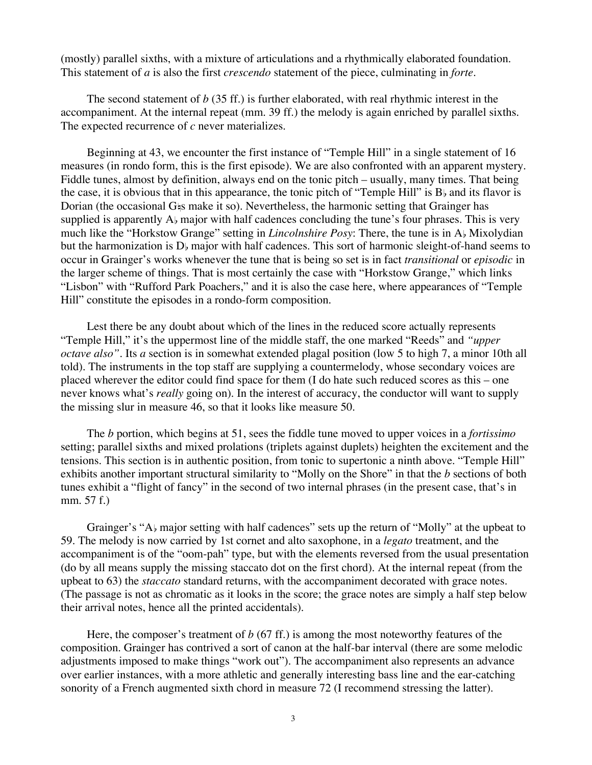(mostly) parallel sixths, with a mixture of articulations and a rhythmically elaborated foundation. This statement of *a* is also the first *crescendo* statement of the piece, culminating in *forte*.

The second statement of *b* (35 ff.) is further elaborated, with real rhythmic interest in the accompaniment. At the internal repeat (mm. 39 ff.) the melody is again enriched by parallel sixths. The expected recurrence of *c* never materializes.

Beginning at 43, we encounter the first instance of "Temple Hill" in a single statement of 16 measures (in rondo form, this is the first episode). We are also confronted with an apparent mystery. Fiddle tunes, almost by definition, always end on the tonic pitch – usually, many times. That being the case, it is obvious that in this appearance, the tonic pitch of "Temple Hill" is B♭ and its flavor is Dorian (the occasional G♮s make it so). Nevertheless, the harmonic setting that Grainger has supplied is apparently A♭ major with half cadences concluding the tune's four phrases. This is very much like the "Horkstow Grange" setting in *Lincolnshire Posy*: There, the tune is in A♭ Mixolydian but the harmonization is D♭ major with half cadences. This sort of harmonic sleight-of-hand seems to occur in Grainger's works whenever the tune that is being so set is in fact *transitional* or *episodic* in the larger scheme of things. That is most certainly the case with "Horkstow Grange," which links "Lisbon" with "Rufford Park Poachers," and it is also the case here, where appearances of "Temple Hill" constitute the episodes in a rondo-form composition.

Lest there be any doubt about which of the lines in the reduced score actually represents "Temple Hill," it's the uppermost line of the middle staff, the one marked "Reeds" and *"upper octave also"*. Its *a* section is in somewhat extended plagal position (low 5 to high 7, a minor 10th all told). The instruments in the top staff are supplying a countermelody, whose secondary voices are placed wherever the editor could find space for them (I do hate such reduced scores as this – one never knows what's *really* going on). In the interest of accuracy, the conductor will want to supply the missing slur in measure 46, so that it looks like measure 50.

The *b* portion, which begins at 51, sees the fiddle tune moved to upper voices in a *fortissimo* setting; parallel sixths and mixed prolations (triplets against duplets) heighten the excitement and the tensions. This section is in authentic position, from tonic to supertonic a ninth above. "Temple Hill" exhibits another important structural similarity to "Molly on the Shore" in that the *b* sections of both tunes exhibit a "flight of fancy" in the second of two internal phrases (in the present case, that's in mm. 57 f.)

Grainger's "A♭ major setting with half cadences" sets up the return of "Molly" at the upbeat to 59. The melody is now carried by 1st cornet and alto saxophone, in a *legato* treatment, and the accompaniment is of the "oom-pah" type, but with the elements reversed from the usual presentation (do by all means supply the missing staccato dot on the first chord). At the internal repeat (from the upbeat to 63) the *staccato* standard returns, with the accompaniment decorated with grace notes. (The passage is not as chromatic as it looks in the score; the grace notes are simply a half step below their arrival notes, hence all the printed accidentals).

Here, the composer's treatment of *b* (67 ff.) is among the most noteworthy features of the composition. Grainger has contrived a sort of canon at the half-bar interval (there are some melodic adjustments imposed to make things "work out"). The accompaniment also represents an advance over earlier instances, with a more athletic and generally interesting bass line and the ear-catching sonority of a French augmented sixth chord in measure 72 (I recommend stressing the latter).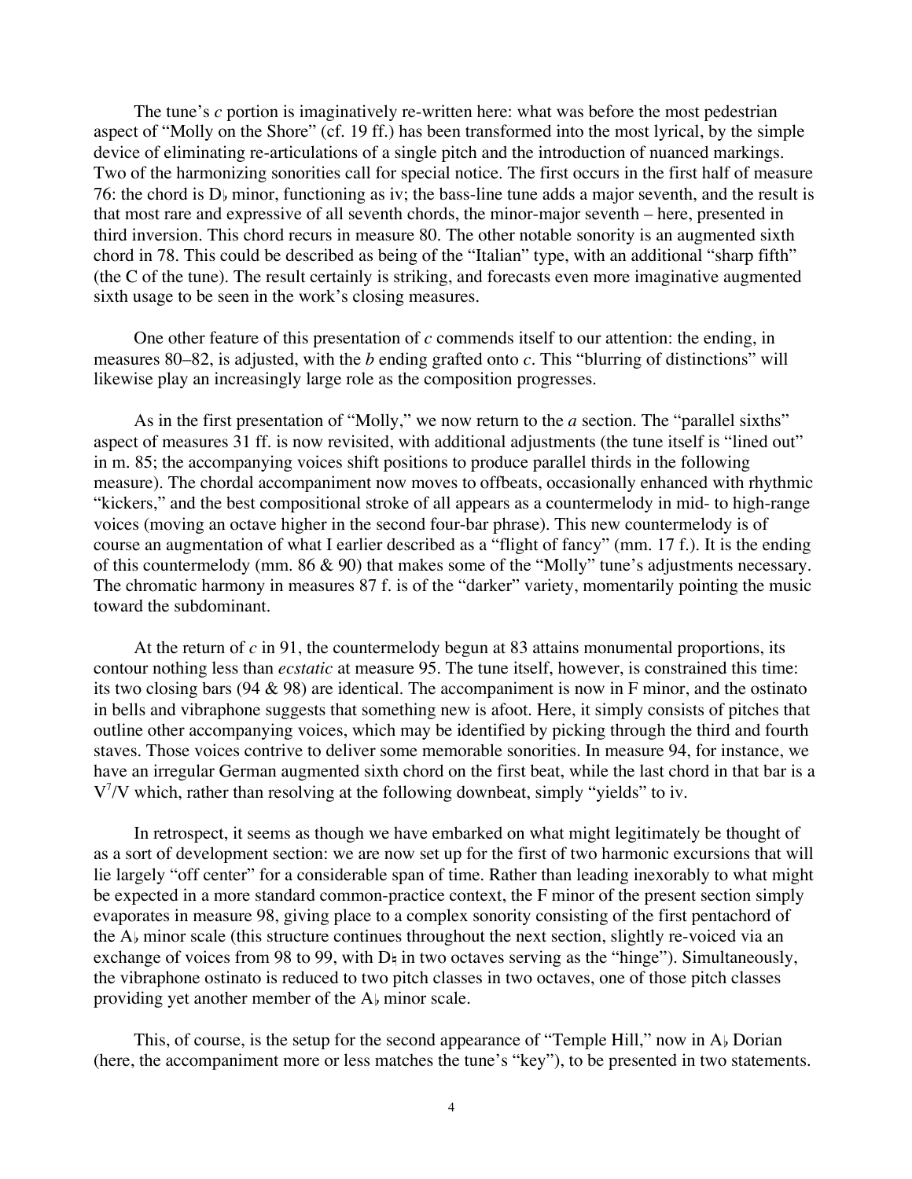The tune's *c* portion is imaginatively re-written here: what was before the most pedestrian aspect of "Molly on the Shore" (cf. 19 ff.) has been transformed into the most lyrical, by the simple device of eliminating re-articulations of a single pitch and the introduction of nuanced markings. Two of the harmonizing sonorities call for special notice. The first occurs in the first half of measure 76: the chord is D♭ minor, functioning as iv; the bass-line tune adds a major seventh, and the result is that most rare and expressive of all seventh chords, the minor-major seventh – here, presented in third inversion. This chord recurs in measure 80. The other notable sonority is an augmented sixth chord in 78. This could be described as being of the "Italian" type, with an additional "sharp fifth" (the C of the tune). The result certainly is striking, and forecasts even more imaginative augmented sixth usage to be seen in the work's closing measures.

One other feature of this presentation of *c* commends itself to our attention: the ending, in measures 80–82, is adjusted, with the *b* ending grafted onto *c*. This "blurring of distinctions" will likewise play an increasingly large role as the composition progresses.

As in the first presentation of "Molly," we now return to the *a* section. The "parallel sixths" aspect of measures 31 ff. is now revisited, with additional adjustments (the tune itself is "lined out" in m. 85; the accompanying voices shift positions to produce parallel thirds in the following measure). The chordal accompaniment now moves to offbeats, occasionally enhanced with rhythmic "kickers," and the best compositional stroke of all appears as a countermelody in mid- to high-range voices (moving an octave higher in the second four-bar phrase). This new countermelody is of course an augmentation of what I earlier described as a "flight of fancy" (mm. 17 f.). It is the ending of this countermelody (mm. 86 & 90) that makes some of the "Molly" tune's adjustments necessary. The chromatic harmony in measures 87 f. is of the "darker" variety, momentarily pointing the music toward the subdominant.

At the return of *c* in 91, the countermelody begun at 83 attains monumental proportions, its contour nothing less than *ecstatic* at measure 95. The tune itself, however, is constrained this time: its two closing bars (94 & 98) are identical. The accompaniment is now in F minor, and the ostinato in bells and vibraphone suggests that something new is afoot. Here, it simply consists of pitches that outline other accompanying voices, which may be identified by picking through the third and fourth staves. Those voices contrive to deliver some memorable sonorities. In measure 94, for instance, we have an irregular German augmented sixth chord on the first beat, while the last chord in that bar is a $V^7$/V which, rather than resolving at the following downbeat, simply "yields" to iv.

In retrospect, it seems as though we have embarked on what might legitimately be thought of as a sort of development section: we are now set up for the first of two harmonic excursions that will lie largely "off center" for a considerable span of time. Rather than leading inexorably to what might be expected in a more standard common-practice context, the F minor of the present section simply evaporates in measure 98, giving place to a complex sonority consisting of the first pentachord of the A♭ minor scale (this structure continues throughout the next section, slightly re-voiced via an exchange of voices from 98 to 99, with D♮ in two octaves serving as the "hinge"). Simultaneously, the vibraphone ostinato is reduced to two pitch classes in two octaves, one of those pitch classes providing yet another member of the A♭ minor scale.

This, of course, is the setup for the second appearance of "Temple Hill," now in A♭ Dorian (here, the accompaniment more or less matches the tune's "key"), to be presented in two statements.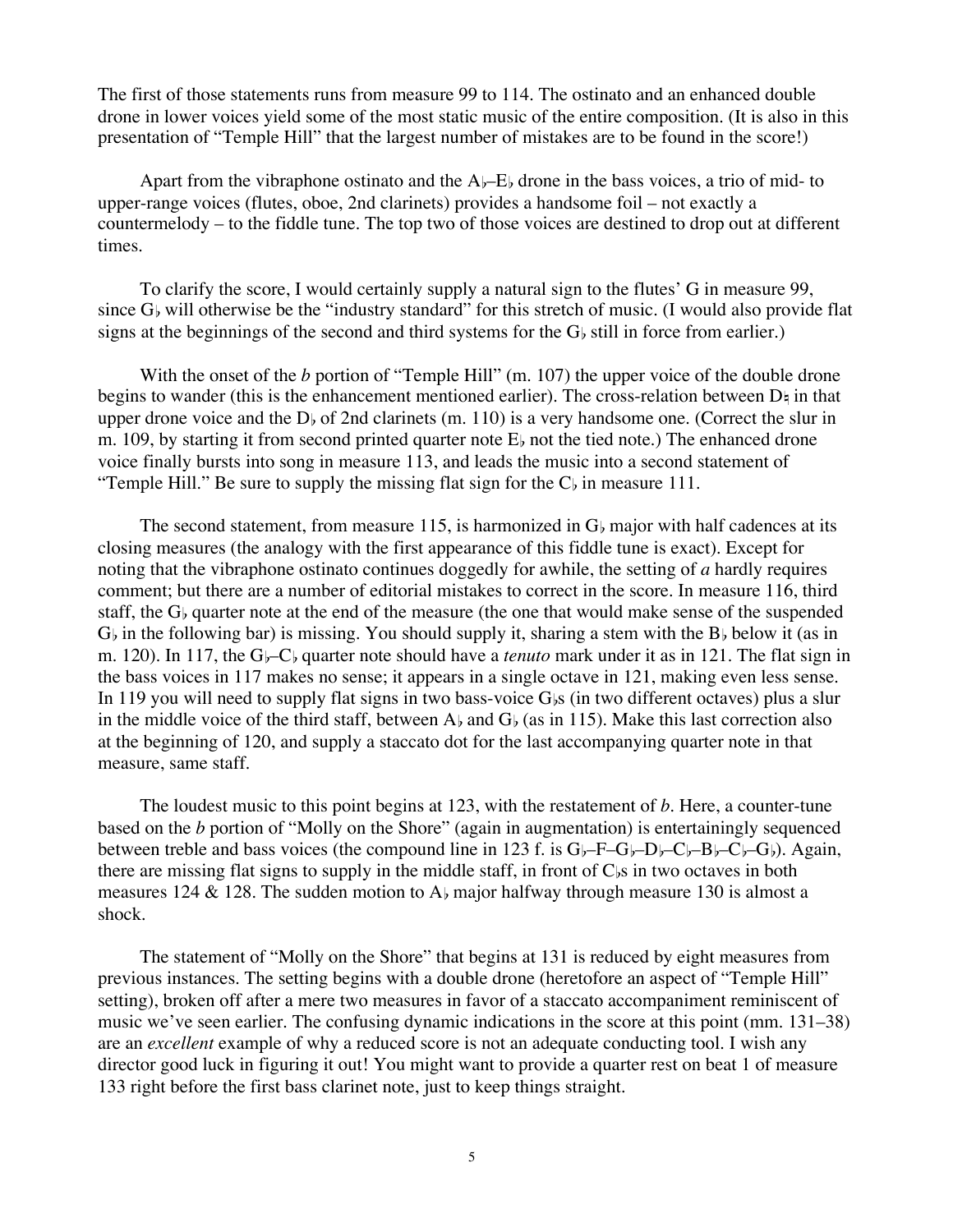The first of those statements runs from measure 99 to 114. The ostinato and an enhanced double drone in lower voices yield some of the most static music of the entire composition. (It is also in this presentation of "Temple Hill" that the largest number of mistakes are to be found in the score!)

Apart from the vibraphone ostinato and the A♭–E♭ drone in the bass voices, a trio of mid- to upper-range voices (flutes, oboe, 2nd clarinets) provides a handsome foil – not exactly a countermelody – to the fiddle tune. The top two of those voices are destined to drop out at different times.

To clarify the score, I would certainly supply a natural sign to the flutes' G in measure 99, since G♭ will otherwise be the "industry standard" for this stretch of music. (I would also provide flat signs at the beginnings of the second and third systems for the G♭ still in force from earlier.)

With the onset of the *b* portion of "Temple Hill" (m. 107) the upper voice of the double drone begins to wander (this is the enhancement mentioned earlier). The cross-relation between D♮ in that upper drone voice and the D♭ of 2nd clarinets (m. 110) is a very handsome one. (Correct the slur in m. 109, by starting it from second printed quarter note E♭ not the tied note.) The enhanced drone voice finally bursts into song in measure 113, and leads the music into a second statement of "Temple Hill." Be sure to supply the missing flat sign for the C♭ in measure 111.

The second statement, from measure 115, is harmonized in G♭ major with half cadences at its closing measures (the analogy with the first appearance of this fiddle tune is exact). Except for noting that the vibraphone ostinato continues doggedly for awhile, the setting of *a* hardly requires comment; but there are a number of editorial mistakes to correct in the score. In measure 116, third staff, the G♭ quarter note at the end of the measure (the one that would make sense of the suspended G♭ in the following bar) is missing. You should supply it, sharing a stem with the B♭ below it (as in m. 120). In 117, the G♭–C♭ quarter note should have a *tenuto* mark under it as in 121. The flat sign in the bass voices in 117 makes no sense; it appears in a single octave in 121, making even less sense. In 119 you will need to supply flat signs in two bass-voice G♭s (in two different octaves) plus a slur in the middle voice of the third staff, between A♭ and G♭ (as in 115). Make this last correction also at the beginning of 120, and supply a staccato dot for the last accompanying quarter note in that measure, same staff.

The loudest music to this point begins at 123, with the restatement of *b*. Here, a counter-tune based on the *b* portion of "Molly on the Shore" (again in augmentation) is entertainingly sequenced between treble and bass voices (the compound line in 123 f. is G♭–F–G♭–D♭–C♭–B♭–C♭–G♭). Again, there are missing flat signs to supply in the middle staff, in front of C♭s in two octaves in both measures 124 & 128. The sudden motion to A♭ major halfway through measure 130 is almost a shock.

The statement of "Molly on the Shore" that begins at 131 is reduced by eight measures from previous instances. The setting begins with a double drone (heretofore an aspect of "Temple Hill" setting), broken off after a mere two measures in favor of a staccato accompaniment reminiscent of music we've seen earlier. The confusing dynamic indications in the score at this point (mm. 131–38) are an *excellent* example of why a reduced score is not an adequate conducting tool. I wish any director good luck in figuring it out! You might want to provide a quarter rest on beat 1 of measure 133 right before the first bass clarinet note, just to keep things straight.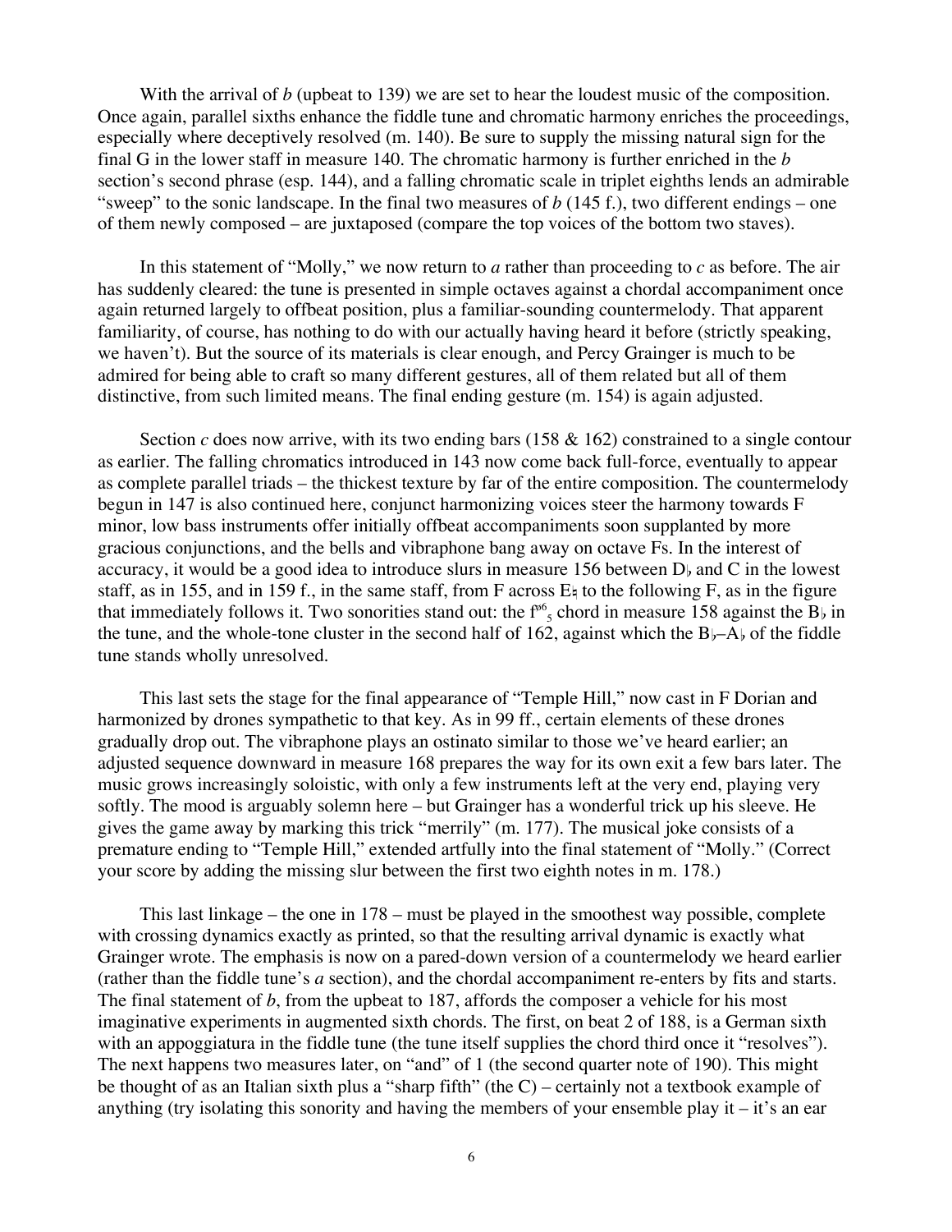With the arrival of *b* (upbeat to 139) we are set to hear the loudest music of the composition. Once again, parallel sixths enhance the fiddle tune and chromatic harmony enriches the proceedings, especially where deceptively resolved (m. 140). Be sure to supply the missing natural sign for the final G in the lower staff in measure 140. The chromatic harmony is further enriched in the *b* section's second phrase (esp. 144), and a falling chromatic scale in triplet eighths lends an admirable "sweep" to the sonic landscape. In the final two measures of *b* (145 f.), two different endings – one of them newly composed – are juxtaposed (compare the top voices of the bottom two staves).

In this statement of "Molly," we now return to *a* rather than proceeding to *c* as before. The air has suddenly cleared: the tune is presented in simple octaves against a chordal accompaniment once again returned largely to offbeat position, plus a familiar-sounding countermelody. That apparent familiarity, of course, has nothing to do with our actually having heard it before (strictly speaking, we haven't). But the source of its materials is clear enough, and Percy Grainger is much to be admired for being able to craft so many different gestures, all of them related but all of them distinctive, from such limited means. The final ending gesture (m. 154) is again adjusted.

Section *c* does now arrive, with its two ending bars (158 & 162) constrained to a single contour as earlier. The falling chromatics introduced in 143 now come back full-force, eventually to appear as complete parallel triads – the thickest texture by far of the entire composition. The countermelody begun in 147 is also continued here, conjunct harmonizing voices steer the harmony towards F minor, low bass instruments offer initially offbeat accompaniments soon supplanted by more gracious conjunctions, and the bells and vibraphone bang away on octave Fs. In the interest of accuracy, it would be a good idea to introduce slurs in measure 156 between D♭ and C in the lowest staff, as in 155, and in 159 f., in the same staff, from F across E♮ to the following F, as in the figure that immediately follows it. Two sonorities stand out: the $f^{\circ 6}_{5}$ chord in measure 158 against the B♭ in the tune, and the whole-tone cluster in the second half of 162, against which the B♭–A♭ of the fiddle tune stands wholly unresolved.

This last sets the stage for the final appearance of "Temple Hill," now cast in F Dorian and harmonized by drones sympathetic to that key. As in 99 ff., certain elements of these drones gradually drop out. The vibraphone plays an ostinato similar to those we've heard earlier; an adjusted sequence downward in measure 168 prepares the way for its own exit a few bars later. The music grows increasingly soloistic, with only a few instruments left at the very end, playing very softly. The mood is arguably solemn here – but Grainger has a wonderful trick up his sleeve. He gives the game away by marking this trick "merrily" (m. 177). The musical joke consists of a premature ending to "Temple Hill," extended artfully into the final statement of "Molly." (Correct your score by adding the missing slur between the first two eighth notes in m. 178.)

This last linkage – the one in 178 – must be played in the smoothest way possible, complete with crossing dynamics exactly as printed, so that the resulting arrival dynamic is exactly what Grainger wrote. The emphasis is now on a pared-down version of a countermelody we heard earlier (rather than the fiddle tune's *a* section), and the chordal accompaniment re-enters by fits and starts. The final statement of *b*, from the upbeat to 187, affords the composer a vehicle for his most imaginative experiments in augmented sixth chords. The first, on beat 2 of 188, is a German sixth with an appoggiatura in the fiddle tune (the tune itself supplies the chord third once it "resolves"). The next happens two measures later, on "and" of 1 (the second quarter note of 190). This might be thought of as an Italian sixth plus a "sharp fifth" (the C) – certainly not a textbook example of anything (try isolating this sonority and having the members of your ensemble play it – it's an ear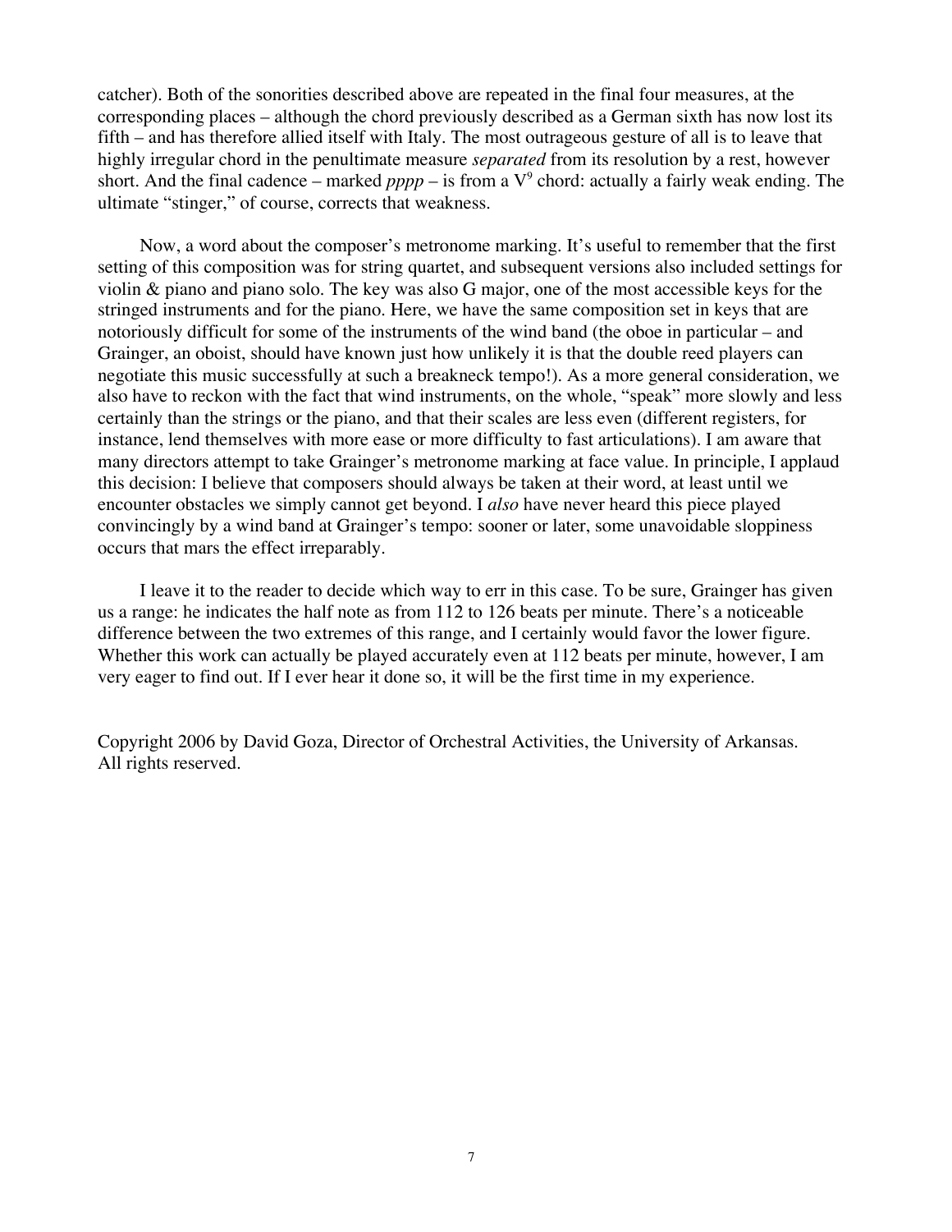catcher). Both of the sonorities described above are repeated in the final four measures, at the corresponding places – although the chord previously described as a German sixth has now lost its fifth – and has therefore allied itself with Italy. The most outrageous gesture of all is to leave that highly irregular chord in the penultimate measure *separated* from its resolution by a rest, however short. And the final cadence – marked *pppp* – is from a $V^9$ chord: actually a fairly weak ending. The ultimate "stinger," of course, corrects that weakness.

Now, a word about the composer's metronome marking. It's useful to remember that the first setting of this composition was for string quartet, and subsequent versions also included settings for violin & piano and piano solo. The key was also G major, one of the most accessible keys for the stringed instruments and for the piano. Here, we have the same composition set in keys that are notoriously difficult for some of the instruments of the wind band (the oboe in particular – and Grainger, an oboist, should have known just how unlikely it is that the double reed players can negotiate this music successfully at such a breakneck tempo!). As a more general consideration, we also have to reckon with the fact that wind instruments, on the whole, "speak" more slowly and less certainly than the strings or the piano, and that their scales are less even (different registers, for instance, lend themselves with more ease or more difficulty to fast articulations). I am aware that many directors attempt to take Grainger's metronome marking at face value. In principle, I applaud this decision: I believe that composers should always be taken at their word, at least until we encounter obstacles we simply cannot get beyond. I *also* have never heard this piece played convincingly by a wind band at Grainger's tempo: sooner or later, some unavoidable sloppiness occurs that mars the effect irreparably.

I leave it to the reader to decide which way to err in this case. To be sure, Grainger has given us a range: he indicates the half note as from 112 to 126 beats per minute. There's a noticeable difference between the two extremes of this range, and I certainly would favor the lower figure. Whether this work can actually be played accurately even at 112 beats per minute, however, I am very eager to find out. If I ever hear it done so, it will be the first time in my experience.

Copyright 2006 by David Goza, Director of Orchestral Activities, the University of Arkansas.
All rights reserved.